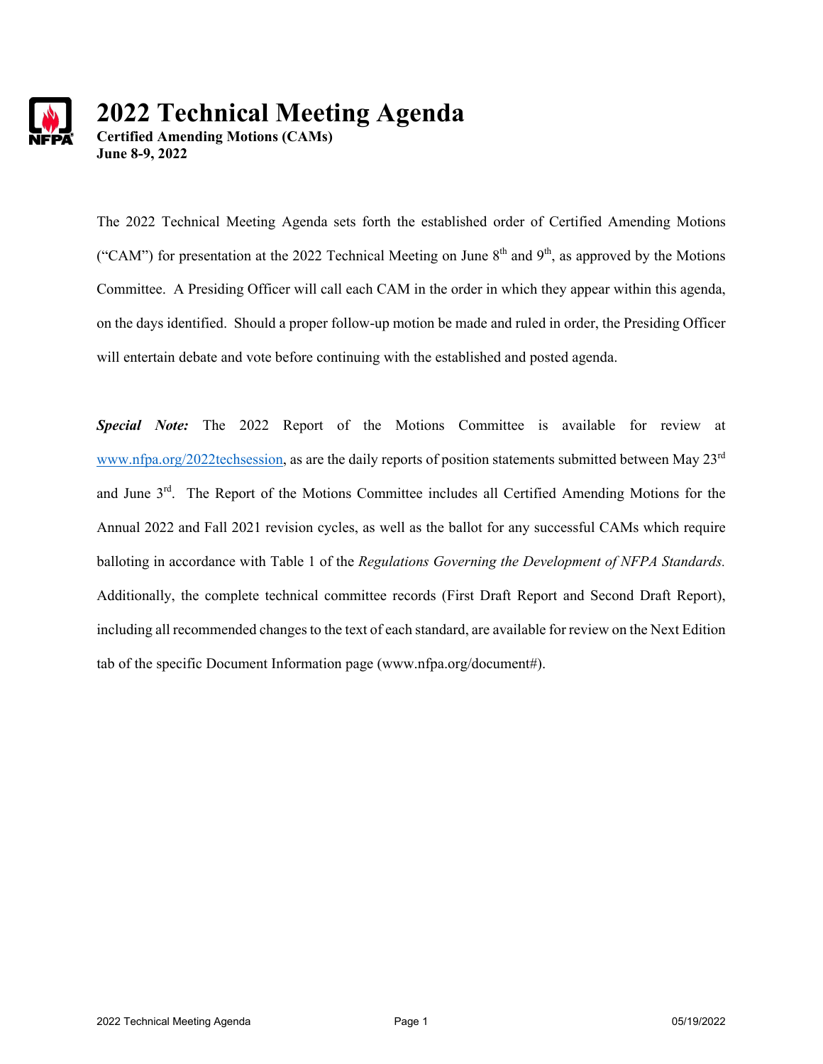# 2022 Technical Meeting Agenda

**Certified Amending Motions (CAMs)**
**June 8-9, 2022**

The 2022 Technical Meeting Agenda sets forth the established order of Certified Amending Motions ("CAM") for presentation at the 2022 Technical Meeting on June 8th and 9th, as approved by the Motions Committee. A Presiding Officer will call each CAM in the order in which they appear within this agenda, on the days identified. Should a proper follow-up motion be made and ruled in order, the Presiding Officer will entertain debate and vote before continuing with the established and posted agenda.

***Special Note:*** The 2022 Report of the Motions Committee is available for review at www.nfpa.org/2022techsession, as are the daily reports of position statements submitted between May 23rd and June 3rd. The Report of the Motions Committee includes all Certified Amending Motions for the Annual 2022 and Fall 2021 revision cycles, as well as the ballot for any successful CAMs which require balloting in accordance with Table 1 of the *Regulations Governing the Development of NFPA Standards.* Additionally, the complete technical committee records (First Draft Report and Second Draft Report), including all recommended changes to the text of each standard, are available for review on the Next Edition tab of the specific Document Information page (www.nfpa.org/document#).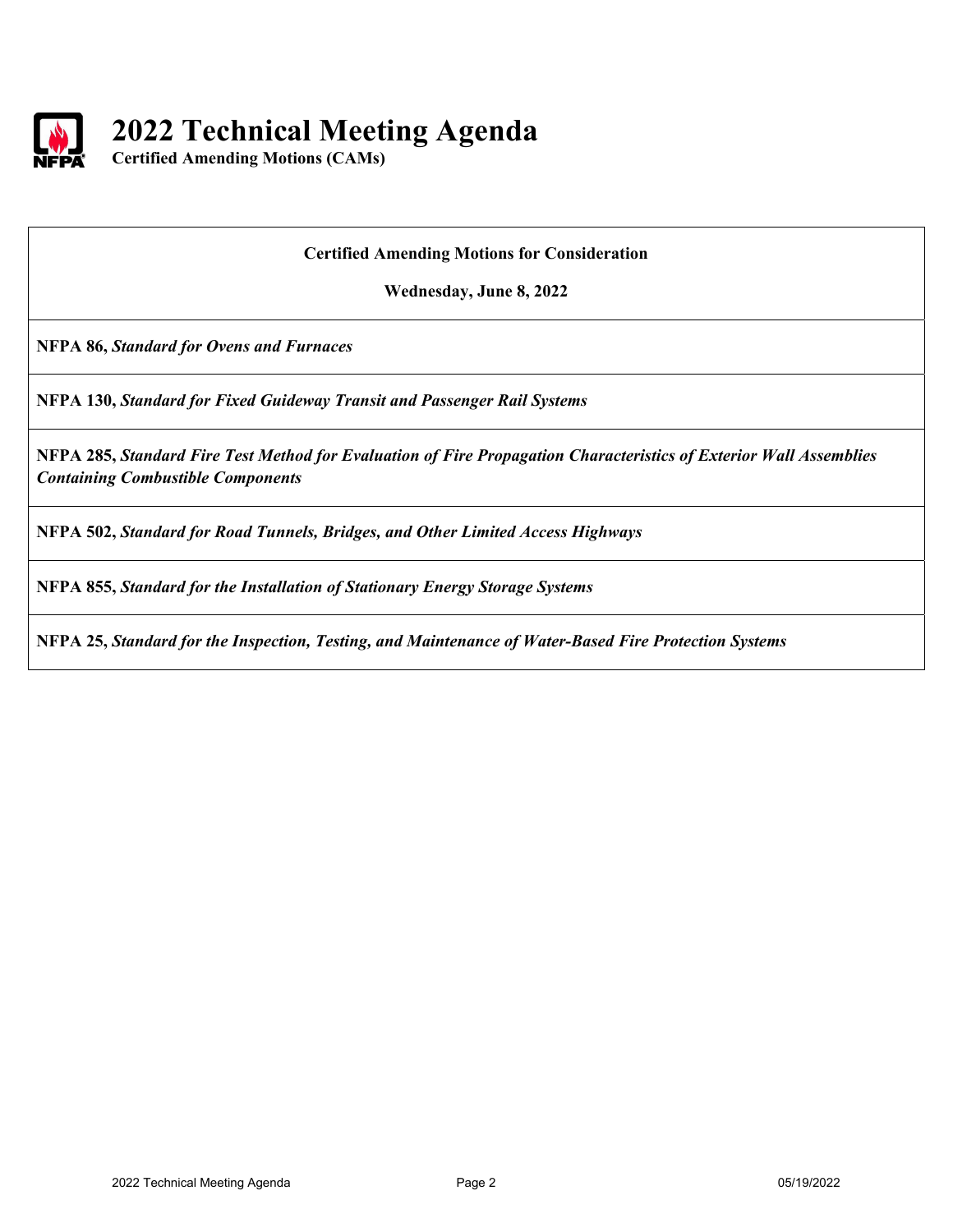# 2022 Technical Meeting Agenda

**Certified Amending Motions (CAMs)**

**Certified Amending Motions for Consideration**

**Wednesday, June 8, 2022**

**NFPA 86,** ***Standard for Ovens and Furnaces***

**NFPA 130,** ***Standard for Fixed Guideway Transit and Passenger Rail Systems***

**NFPA 285,** ***Standard Fire Test Method for Evaluation of Fire Propagation Characteristics of Exterior Wall Assemblies Containing Combustible Components***

**NFPA 502,** ***Standard for Road Tunnels, Bridges, and Other Limited Access Highways***

**NFPA 855,** ***Standard for the Installation of Stationary Energy Storage Systems***

**NFPA 25,** ***Standard for the Inspection, Testing, and Maintenance of Water-Based Fire Protection Systems***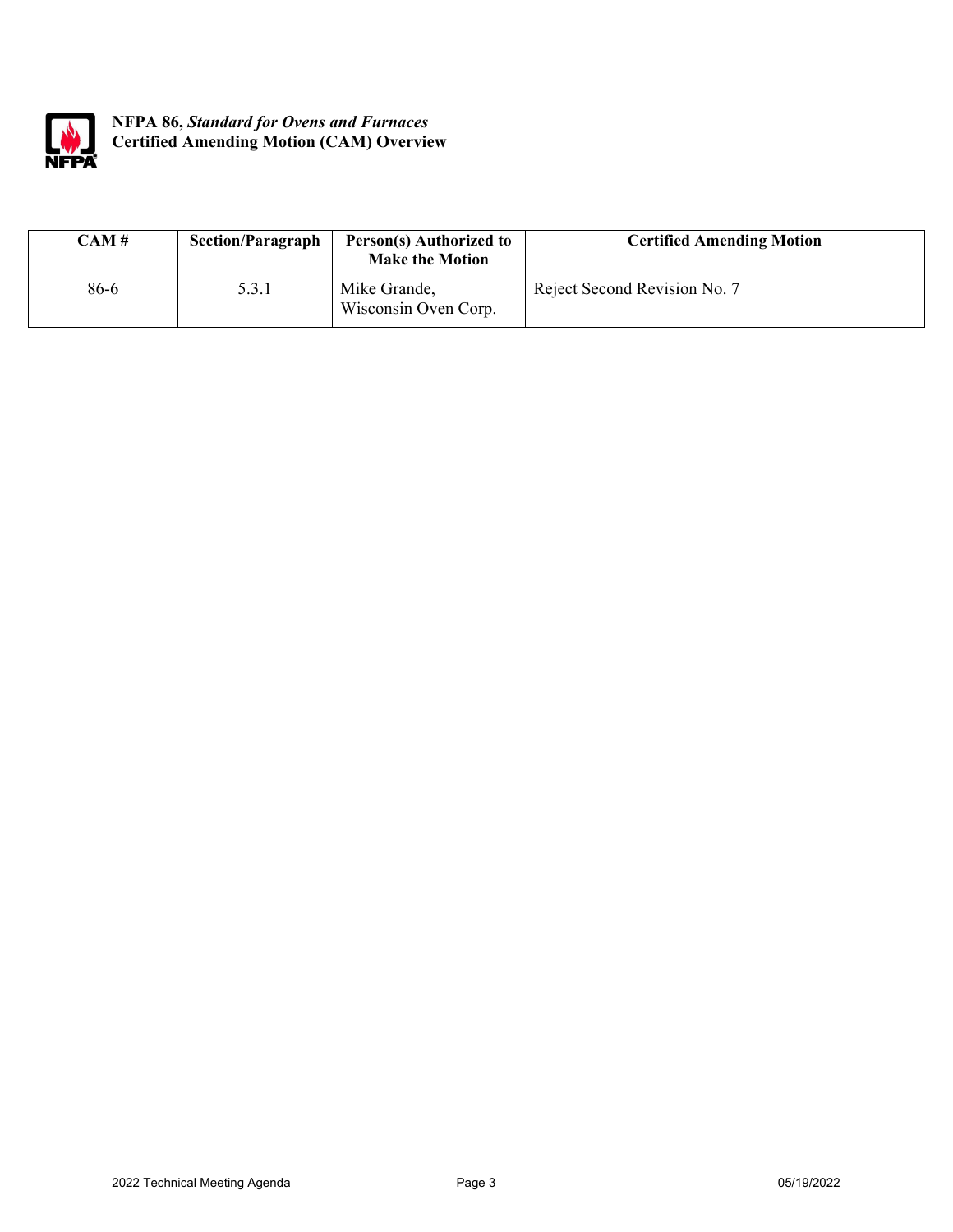**NFPA 86, *Standard for Ovens and Furnaces***
**Certified Amending Motion (CAM) Overview**

| CAM # | Section/Paragraph | Person(s) Authorized to Make the Motion | Certified Amending Motion |
|---|---|---|---|
| 86-6 | 5.3.1 | Mike Grande, Wisconsin Oven Corp. | Reject Second Revision No. 7 |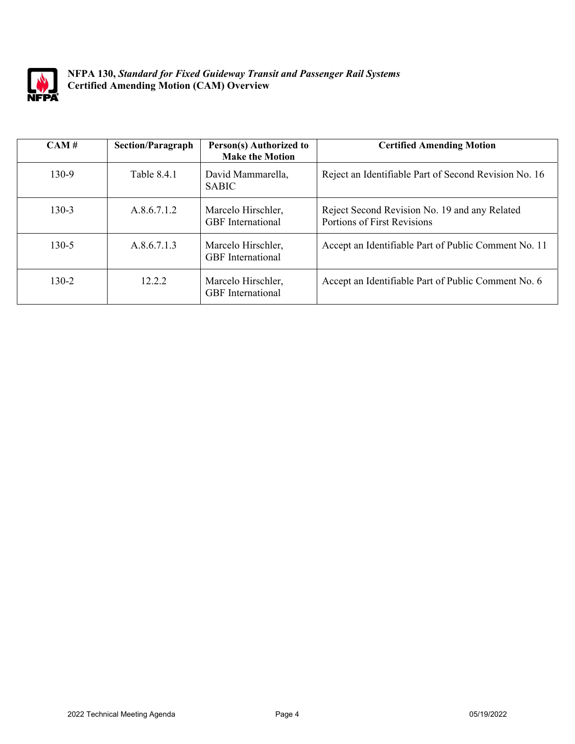**NFPA 130,** ***Standard for Fixed Guideway Transit and Passenger Rail Systems***
**Certified Amending Motion (CAM) Overview**

| CAM # | Section/Paragraph | Person(s) Authorized to Make the Motion | Certified Amending Motion |
|---|---|---|---|
| 130-9 | Table 8.4.1 | David Mammarella, SABIC | Reject an Identifiable Part of Second Revision No. 16 |
| 130-3 | A.8.6.7.1.2 | Marcelo Hirschler, GBF International | Reject Second Revision No. 19 and any Related Portions of First Revisions |
| 130-5 | A.8.6.7.1.3 | Marcelo Hirschler, GBF International | Accept an Identifiable Part of Public Comment No. 11 |
| 130-2 | 12.2.2 | Marcelo Hirschler, GBF International | Accept an Identifiable Part of Public Comment No. 6 |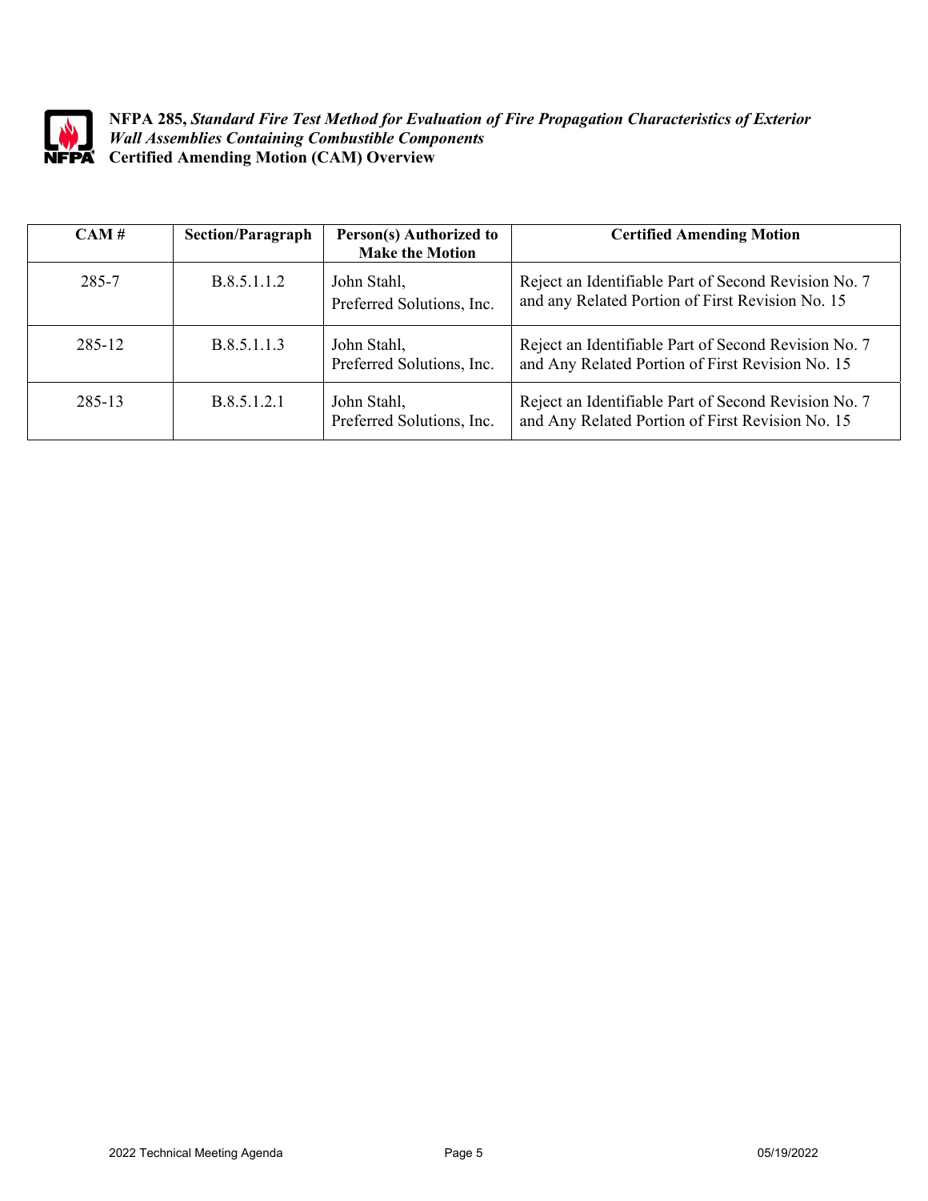**NFPA 285,** ***Standard Fire Test Method for Evaluation of Fire Propagation Characteristics of Exterior Wall Assemblies Containing Combustible Components***
**Certified Amending Motion (CAM) Overview**

| CAM # | Section/Paragraph | Person(s) Authorized to Make the Motion | Certified Amending Motion |
|---|---|---|---|
| 285-7 | B.8.5.1.1.2 | John Stahl, Preferred Solutions, Inc. | Reject an Identifiable Part of Second Revision No. 7 and any Related Portion of First Revision No. 15 |
| 285-12 | B.8.5.1.1.3 | John Stahl, Preferred Solutions, Inc. | Reject an Identifiable Part of Second Revision No. 7 and Any Related Portion of First Revision No. 15 |
| 285-13 | B.8.5.1.2.1 | John Stahl, Preferred Solutions, Inc. | Reject an Identifiable Part of Second Revision No. 7 and Any Related Portion of First Revision No. 15 |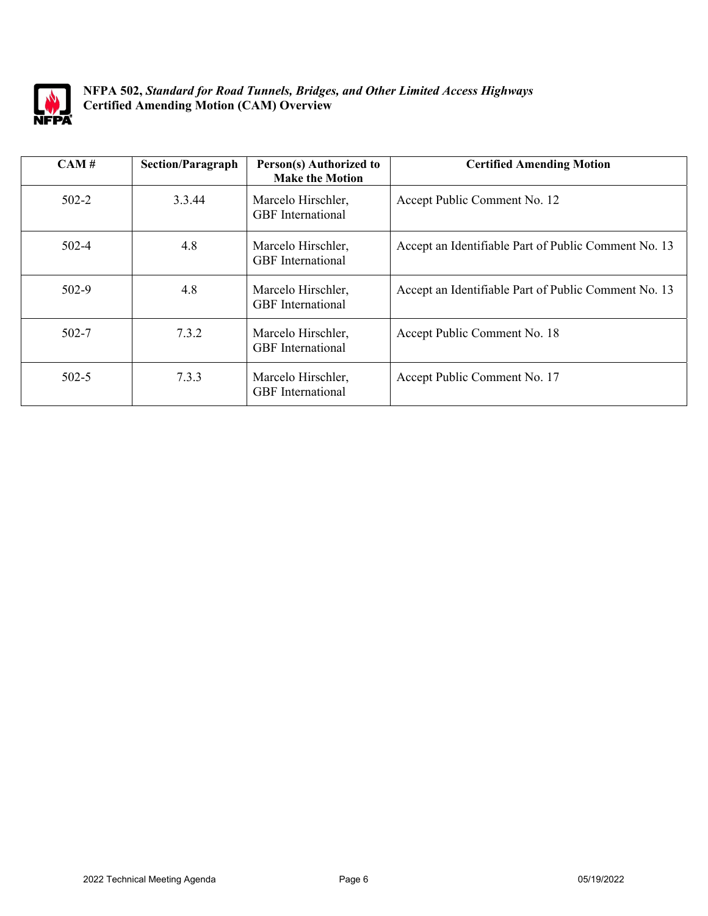**NFPA 502,** ***Standard for Road Tunnels, Bridges, and Other Limited Access Highways***
**Certified Amending Motion (CAM) Overview**

| CAM # | Section/Paragraph | Person(s) Authorized to Make the Motion | Certified Amending Motion |
|---|---|---|---|
| 502-2 | 3.3.44 | Marcelo Hirschler, GBF International | Accept Public Comment No. 12 |
| 502-4 | 4.8 | Marcelo Hirschler, GBF International | Accept an Identifiable Part of Public Comment No. 13 |
| 502-9 | 4.8 | Marcelo Hirschler, GBF International | Accept an Identifiable Part of Public Comment No. 13 |
| 502-7 | 7.3.2 | Marcelo Hirschler, GBF International | Accept Public Comment No. 18 |
| 502-5 | 7.3.3 | Marcelo Hirschler, GBF International | Accept Public Comment No. 17 |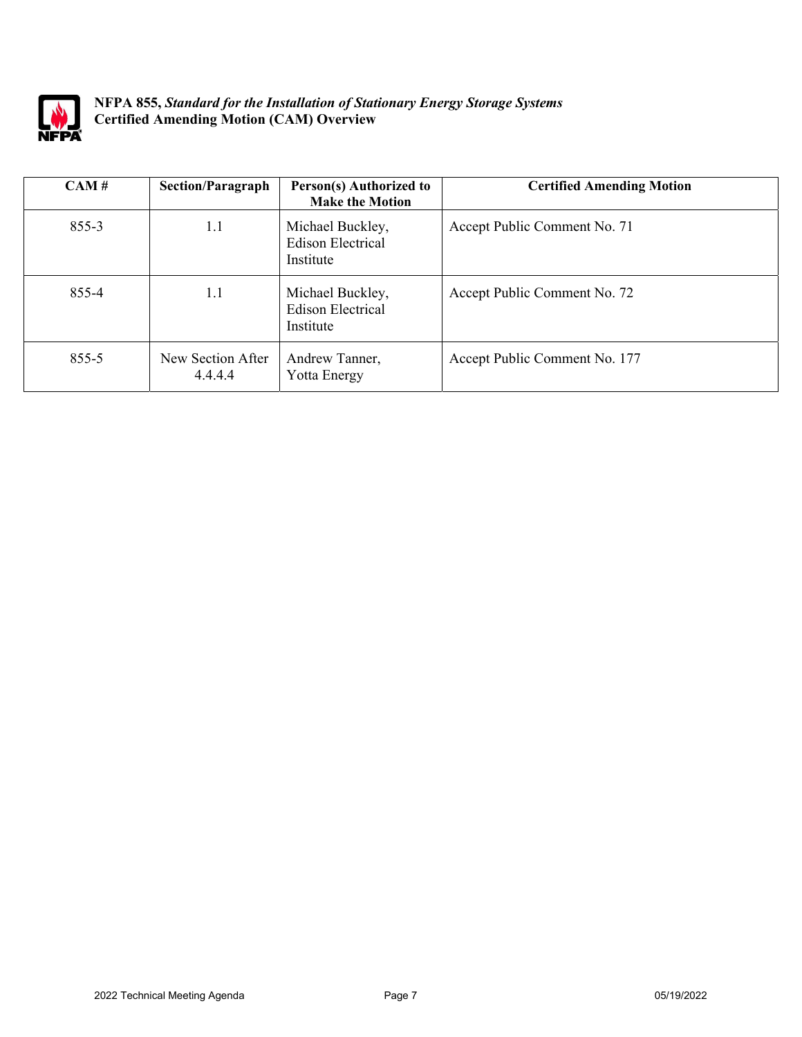**NFPA 855,** ***Standard for the Installation of Stationary Energy Storage Systems***
**Certified Amending Motion (CAM) Overview**

| CAM # | Section/Paragraph | Person(s) Authorized to Make the Motion | Certified Amending Motion |
|---|---|---|---|
| 855-3 | 1.1 | Michael Buckley, Edison Electrical Institute | Accept Public Comment No. 71 |
| 855-4 | 1.1 | Michael Buckley, Edison Electrical Institute | Accept Public Comment No. 72 |
| 855-5 | New Section After 4.4.4.4 | Andrew Tanner, Yotta Energy | Accept Public Comment No. 177 |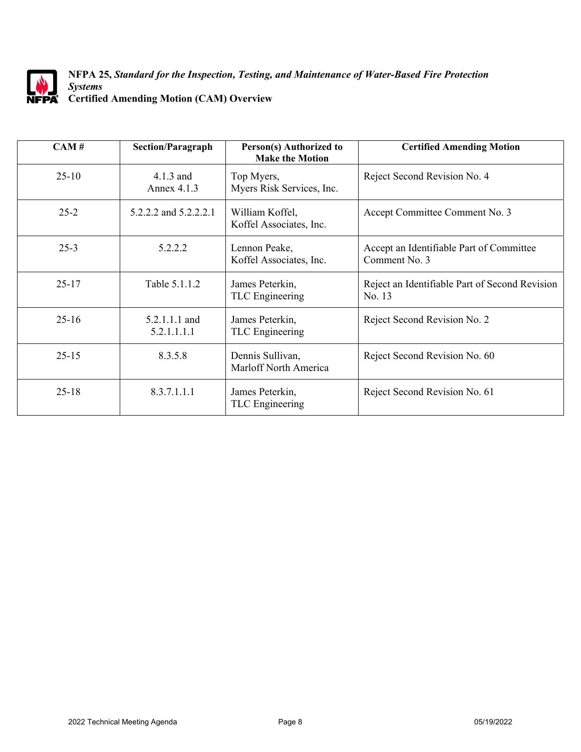**NFPA 25,** ***Standard for the Inspection, Testing, and Maintenance of Water-Based Fire Protection Systems***
**Certified Amending Motion (CAM) Overview**

| CAM # | Section/Paragraph | Person(s) Authorized to Make the Motion | Certified Amending Motion |
|---|---|---|---|
| 25-10 | 4.1.3 and Annex 4.1.3 | Top Myers, Myers Risk Services, Inc. | Reject Second Revision No. 4 |
| 25-2 | 5.2.2.2 and 5.2.2.2.1 | William Koffel, Koffel Associates, Inc. | Accept Committee Comment No. 3 |
| 25-3 | 5.2.2.2 | Lennon Peake, Koffel Associates, Inc. | Accept an Identifiable Part of Committee Comment No. 3 |
| 25-17 | Table 5.1.1.2 | James Peterkin, TLC Engineering | Reject an Identifiable Part of Second Revision No. 13 |
| 25-16 | 5.2.1.1.1 and 5.2.1.1.1.1 | James Peterkin, TLC Engineering | Reject Second Revision No. 2 |
| 25-15 | 8.3.5.8 | Dennis Sullivan, Marloff North America | Reject Second Revision No. 60 |
| 25-18 | 8.3.7.1.1.1 | James Peterkin, TLC Engineering | Reject Second Revision No. 61 |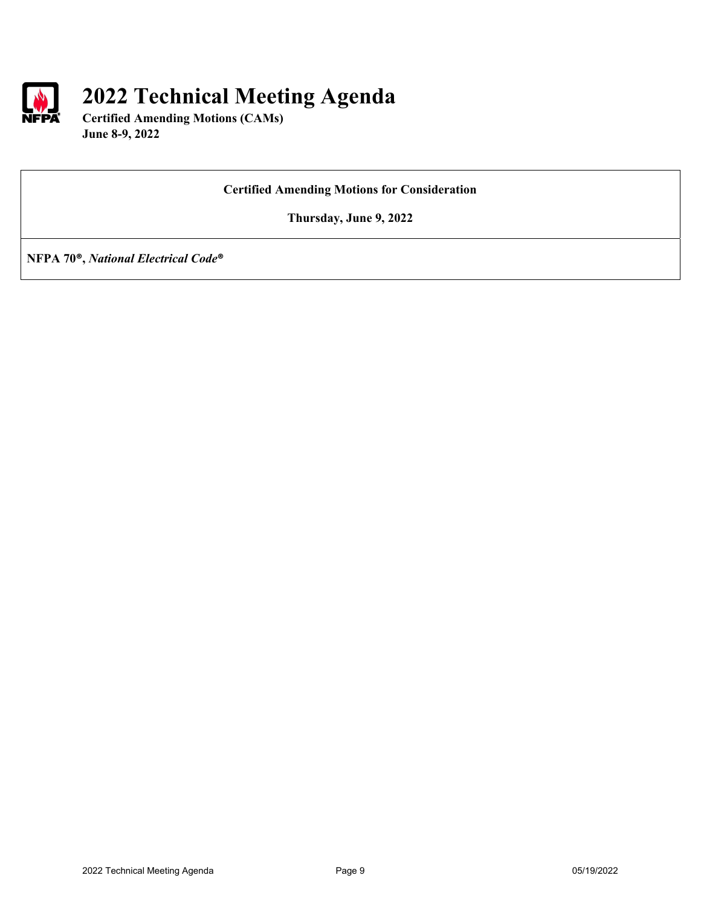# 2022 Technical Meeting Agenda

**Certified Amending Motions (CAMs)**
**June 8-9, 2022**

**Certified Amending Motions for Consideration**

**Thursday, June 9, 2022**

**NFPA 70®, *National Electrical Code®***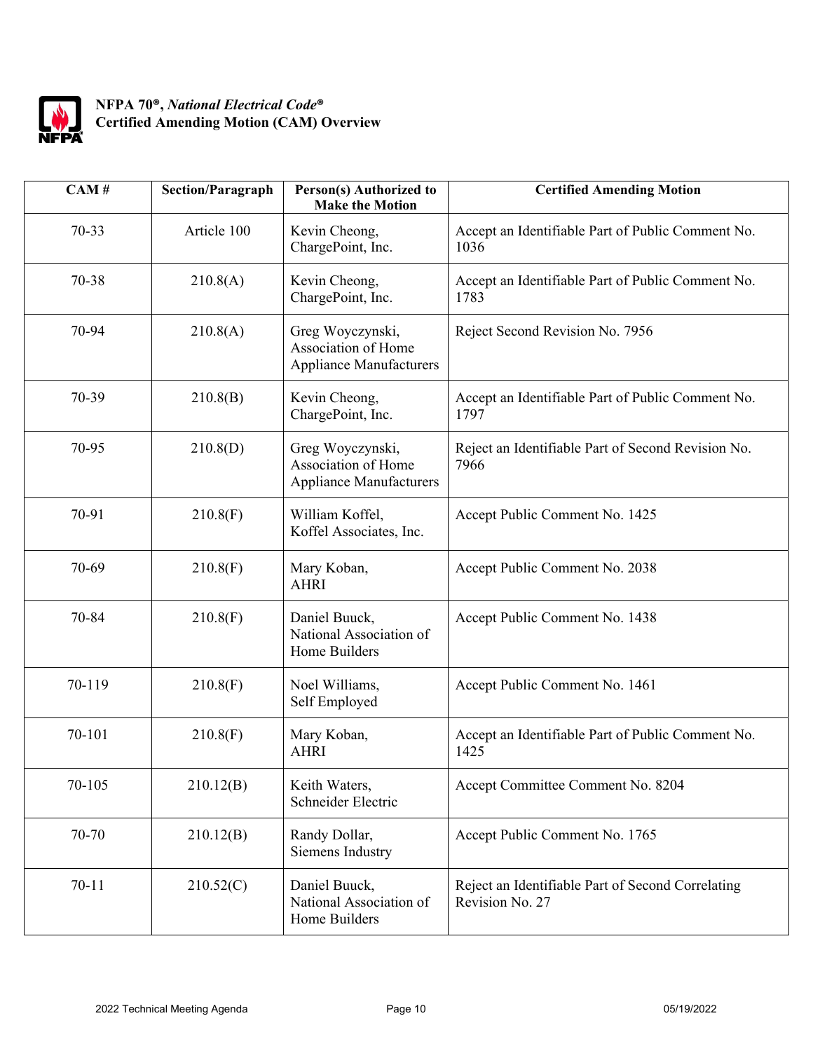**NFPA 70®, *National Electrical Code®***
**Certified Amending Motion (CAM) Overview**

| CAM # | Section/Paragraph | Person(s) Authorized to Make the Motion | Certified Amending Motion |
|---|---|---|---|
| 70-33 | Article 100 | Kevin Cheong, ChargePoint, Inc. | Accept an Identifiable Part of Public Comment No. 1036 |
| 70-38 | 210.8(A) | Kevin Cheong, ChargePoint, Inc. | Accept an Identifiable Part of Public Comment No. 1783 |
| 70-94 | 210.8(A) | Greg Woyczynski, Association of Home Appliance Manufacturers | Reject Second Revision No. 7956 |
| 70-39 | 210.8(B) | Kevin Cheong, ChargePoint, Inc. | Accept an Identifiable Part of Public Comment No. 1797 |
| 70-95 | 210.8(D) | Greg Woyczynski, Association of Home Appliance Manufacturers | Reject an Identifiable Part of Second Revision No. 7966 |
| 70-91 | 210.8(F) | William Koffel, Koffel Associates, Inc. | Accept Public Comment No. 1425 |
| 70-69 | 210.8(F) | Mary Koban, AHRI | Accept Public Comment No. 2038 |
| 70-84 | 210.8(F) | Daniel Buuck, National Association of Home Builders | Accept Public Comment No. 1438 |
| 70-119 | 210.8(F) | Noel Williams, Self Employed | Accept Public Comment No. 1461 |
| 70-101 | 210.8(F) | Mary Koban, AHRI | Accept an Identifiable Part of Public Comment No. 1425 |
| 70-105 | 210.12(B) | Keith Waters, Schneider Electric | Accept Committee Comment No. 8204 |
| 70-70 | 210.12(B) | Randy Dollar, Siemens Industry | Accept Public Comment No. 1765 |
| 70-11 | 210.52(C) | Daniel Buuck, National Association of Home Builders | Reject an Identifiable Part of Second Correlating Revision No. 27 |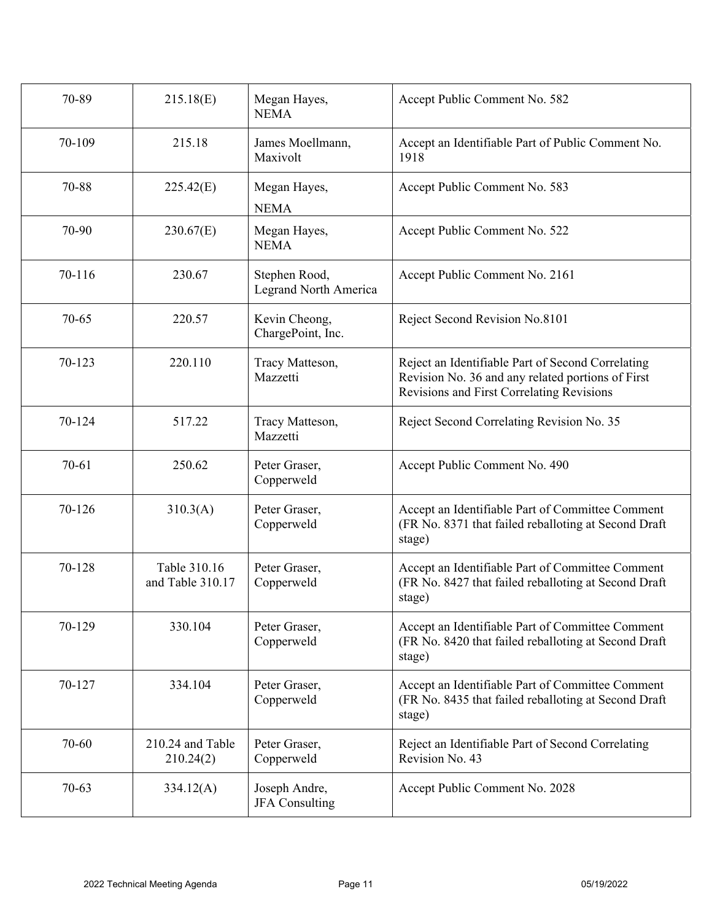| 70-89 | 215.18(E) | Megan Hayes, NEMA | Accept Public Comment No. 582 |
|---|---|---|---|
| 70-109 | 215.18 | James Moellmann, Maxivolt | Accept an Identifiable Part of Public Comment No. 1918 |
| 70-88 | 225.42(E) | Megan Hayes, NEMA | Accept Public Comment No. 583 |
| 70-90 | 230.67(E) | Megan Hayes, NEMA | Accept Public Comment No. 522 |
| 70-116 | 230.67 | Stephen Rood, Legrand North America | Accept Public Comment No. 2161 |
| 70-65 | 220.57 | Kevin Cheong, ChargePoint, Inc. | Reject Second Revision No.8101 |
| 70-123 | 220.110 | Tracy Matteson, Mazzetti | Reject an Identifiable Part of Second Correlating Revision No. 36 and any related portions of First Revisions and First Correlating Revisions |
| 70-124 | 517.22 | Tracy Matteson, Mazzetti | Reject Second Correlating Revision No. 35 |
| 70-61 | 250.62 | Peter Graser, Copperweld | Accept Public Comment No. 490 |
| 70-126 | 310.3(A) | Peter Graser, Copperweld | Accept an Identifiable Part of Committee Comment (FR No. 8371 that failed reballoting at Second Draft stage) |
| 70-128 | Table 310.16 and Table 310.17 | Peter Graser, Copperweld | Accept an Identifiable Part of Committee Comment (FR No. 8427 that failed reballoting at Second Draft stage) |
| 70-129 | 330.104 | Peter Graser, Copperweld | Accept an Identifiable Part of Committee Comment (FR No. 8420 that failed reballoting at Second Draft stage) |
| 70-127 | 334.104 | Peter Graser, Copperweld | Accept an Identifiable Part of Committee Comment (FR No. 8435 that failed reballoting at Second Draft stage) |
| 70-60 | 210.24 and Table 210.24(2) | Peter Graser, Copperweld | Reject an Identifiable Part of Second Correlating Revision No. 43 |
| 70-63 | 334.12(A) | Joseph Andre, JFA Consulting | Accept Public Comment No. 2028 |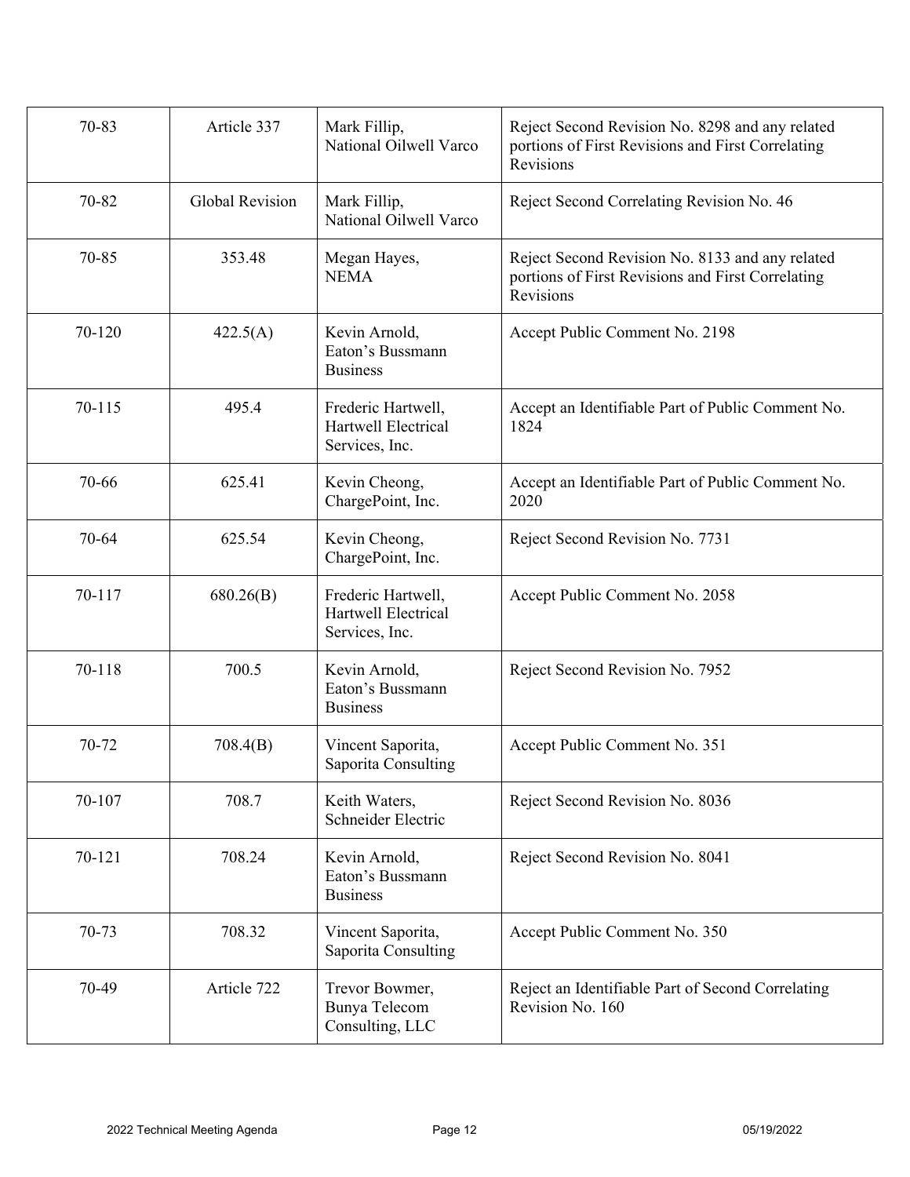| | | | |
|---|---|---|---|
| 70-83 | Article 337 | Mark Fillip, National Oilwell Varco | Reject Second Revision No. 8298 and any related portions of First Revisions and First Correlating Revisions |
| 70-82 | Global Revision | Mark Fillip, National Oilwell Varco | Reject Second Correlating Revision No. 46 |
| 70-85 | 353.48 | Megan Hayes, NEMA | Reject Second Revision No. 8133 and any related portions of First Revisions and First Correlating Revisions |
| 70-120 | 422.5(A) | Kevin Arnold, Eaton's Bussmann Business | Accept Public Comment No. 2198 |
| 70-115 | 495.4 | Frederic Hartwell, Hartwell Electrical Services, Inc. | Accept an Identifiable Part of Public Comment No. 1824 |
| 70-66 | 625.41 | Kevin Cheong, ChargePoint, Inc. | Accept an Identifiable Part of Public Comment No. 2020 |
| 70-64 | 625.54 | Kevin Cheong, ChargePoint, Inc. | Reject Second Revision No. 7731 |
| 70-117 | 680.26(B) | Frederic Hartwell, Hartwell Electrical Services, Inc. | Accept Public Comment No. 2058 |
| 70-118 | 700.5 | Kevin Arnold, Eaton's Bussmann Business | Reject Second Revision No. 7952 |
| 70-72 | 708.4(B) | Vincent Saporita, Saporita Consulting | Accept Public Comment No. 351 |
| 70-107 | 708.7 | Keith Waters, Schneider Electric | Reject Second Revision No. 8036 |
| 70-121 | 708.24 | Kevin Arnold, Eaton's Bussmann Business | Reject Second Revision No. 8041 |
| 70-73 | 708.32 | Vincent Saporita, Saporita Consulting | Accept Public Comment No. 350 |
| 70-49 | Article 722 | Trevor Bowmer, Bunya Telecom Consulting, LLC | Reject an Identifiable Part of Second Correlating Revision No. 160 |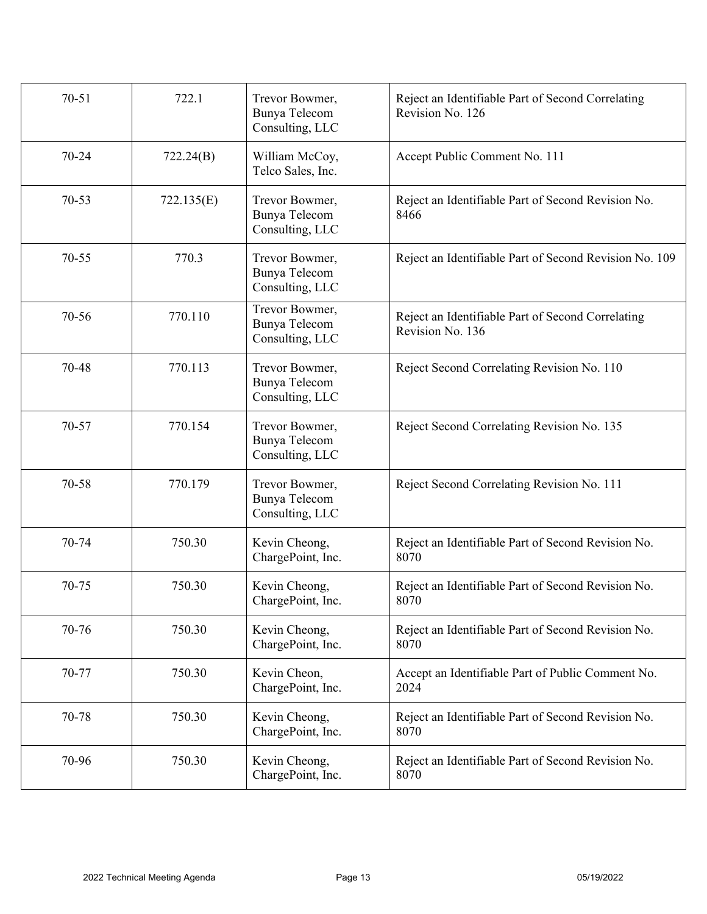| 70-51 | 722.1 | Trevor Bowmer, Bunya Telecom Consulting, LLC | Reject an Identifiable Part of Second Correlating Revision No. 126 |
|---|---|---|---|
| 70-24 | 722.24(B) | William McCoy, Telco Sales, Inc. | Accept Public Comment No. 111 |
| 70-53 | 722.135(E) | Trevor Bowmer, Bunya Telecom Consulting, LLC | Reject an Identifiable Part of Second Revision No. 8466 |
| 70-55 | 770.3 | Trevor Bowmer, Bunya Telecom Consulting, LLC | Reject an Identifiable Part of Second Revision No. 109 |
| 70-56 | 770.110 | Trevor Bowmer, Bunya Telecom Consulting, LLC | Reject an Identifiable Part of Second Correlating Revision No. 136 |
| 70-48 | 770.113 | Trevor Bowmer, Bunya Telecom Consulting, LLC | Reject Second Correlating Revision No. 110 |
| 70-57 | 770.154 | Trevor Bowmer, Bunya Telecom Consulting, LLC | Reject Second Correlating Revision No. 135 |
| 70-58 | 770.179 | Trevor Bowmer, Bunya Telecom Consulting, LLC | Reject Second Correlating Revision No. 111 |
| 70-74 | 750.30 | Kevin Cheong, ChargePoint, Inc. | Reject an Identifiable Part of Second Revision No. 8070 |
| 70-75 | 750.30 | Kevin Cheong, ChargePoint, Inc. | Reject an Identifiable Part of Second Revision No. 8070 |
| 70-76 | 750.30 | Kevin Cheong, ChargePoint, Inc. | Reject an Identifiable Part of Second Revision No. 8070 |
| 70-77 | 750.30 | Kevin Cheon, ChargePoint, Inc. | Accept an Identifiable Part of Public Comment No. 2024 |
| 70-78 | 750.30 | Kevin Cheong, ChargePoint, Inc. | Reject an Identifiable Part of Second Revision No. 8070 |
| 70-96 | 750.30 | Kevin Cheong, ChargePoint, Inc. | Reject an Identifiable Part of Second Revision No. 8070 |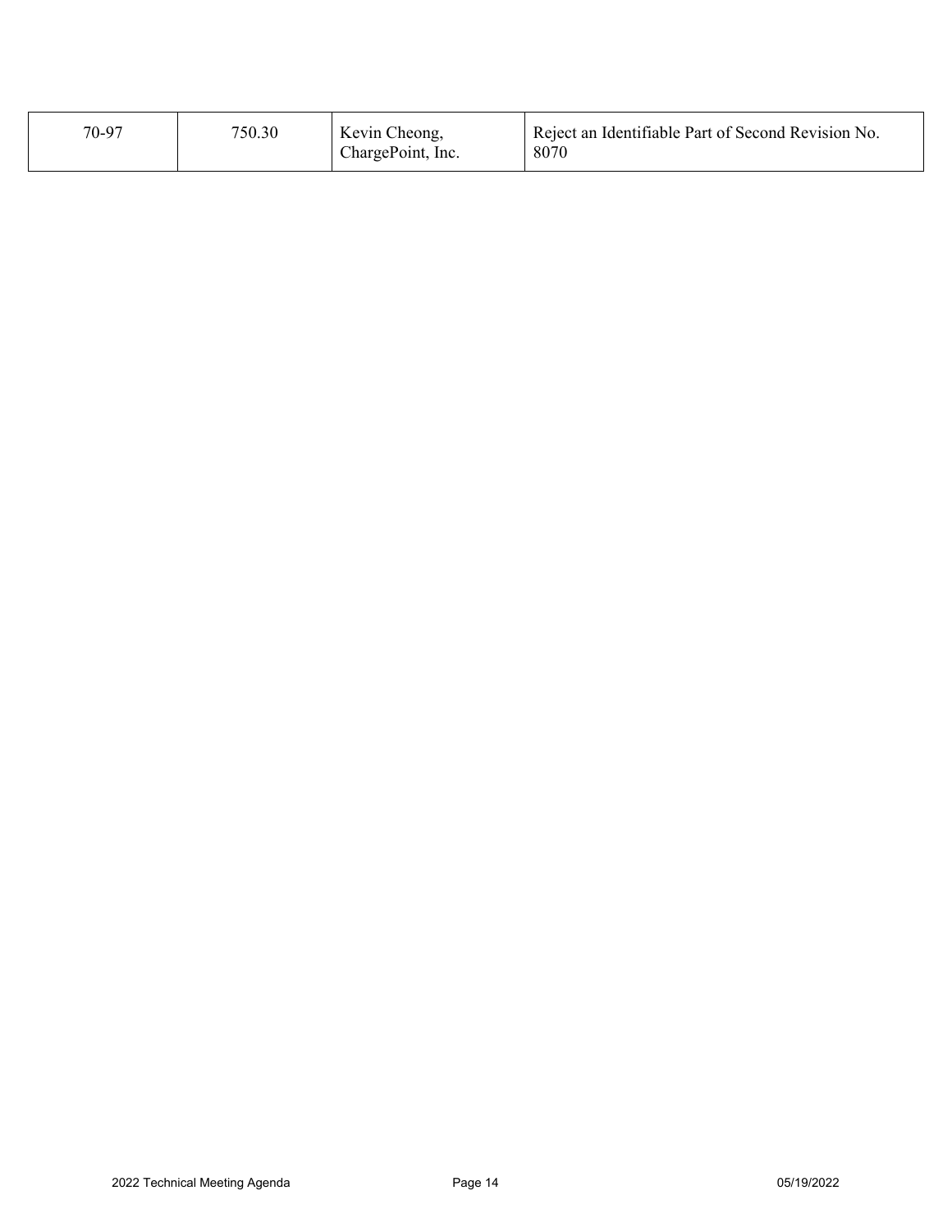| | | | |
|---|---|---|---|
| 70-97 | 750.30 | Kevin Cheong, ChargePoint, Inc. | Reject an Identifiable Part of Second Revision No. 8070 |